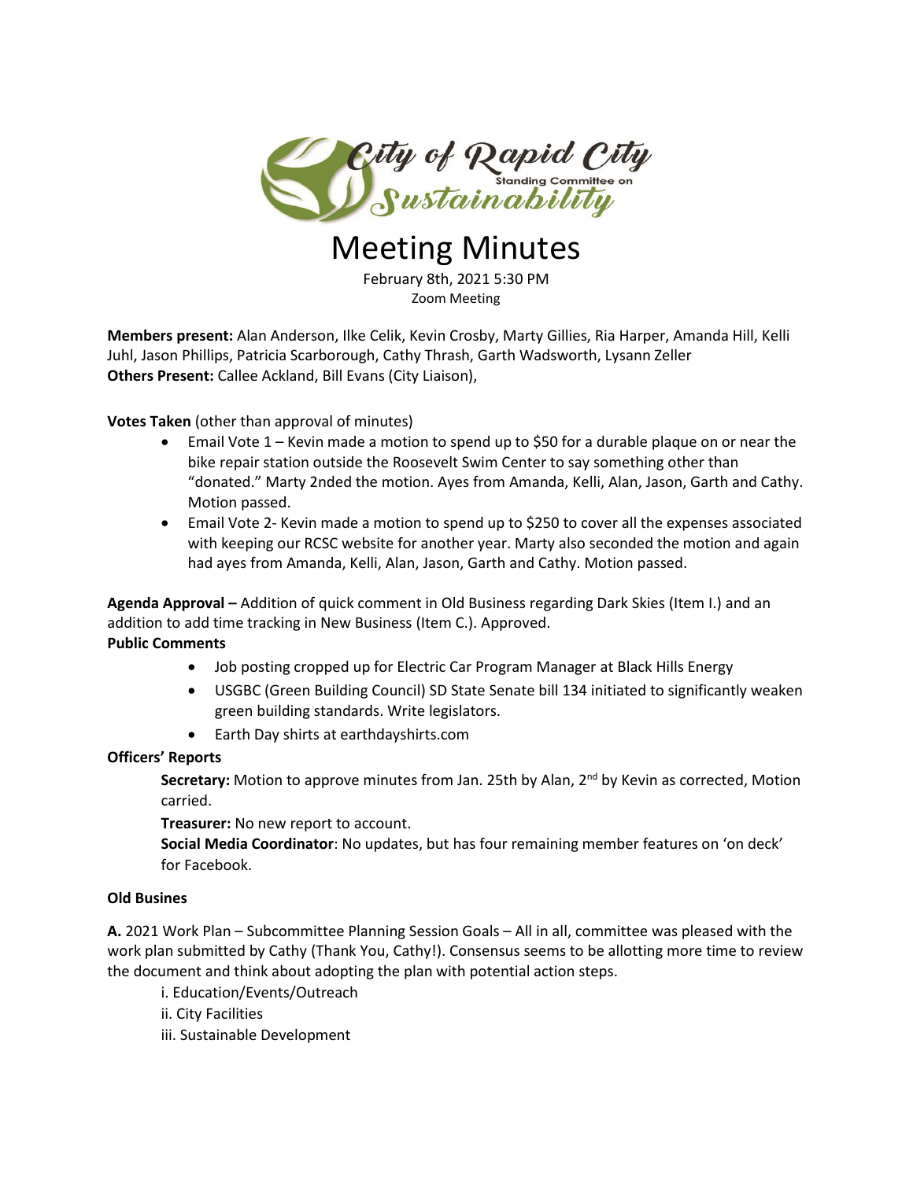City of Rapid City Standing Committee on Sustainability

# Meeting Minutes

February 8th, 2021 5:30 PM
Zoom Meeting

**Members present:** Alan Anderson, Ilke Celik, Kevin Crosby, Marty Gillies, Ria Harper, Amanda Hill, Kelli Juhl, Jason Phillips, Patricia Scarborough, Cathy Thrash, Garth Wadsworth, Lysann Zeller
**Others Present:** Callee Ackland, Bill Evans (City Liaison),

**Votes Taken** (other than approval of minutes)

- Email Vote 1 – Kevin made a motion to spend up to $50 for a durable plaque on or near the bike repair station outside the Roosevelt Swim Center to say something other than "donated." Marty 2nded the motion. Ayes from Amanda, Kelli, Alan, Jason, Garth and Cathy. Motion passed.
- Email Vote 2- Kevin made a motion to spend up to $250 to cover all the expenses associated with keeping our RCSC website for another year. Marty also seconded the motion and again had ayes from Amanda, Kelli, Alan, Jason, Garth and Cathy. Motion passed.

**Agenda Approval –** Addition of quick comment in Old Business regarding Dark Skies (Item I.) and an addition to add time tracking in New Business (Item C.). Approved.

**Public Comments**

- Job posting cropped up for Electric Car Program Manager at Black Hills Energy
- USGBC (Green Building Council) SD State Senate bill 134 initiated to significantly weaken green building standards. Write legislators.
- Earth Day shirts at earthdayshirts.com

**Officers' Reports**

**Secretary:** Motion to approve minutes from Jan. 25th by Alan, 2nd by Kevin as corrected, Motion carried.

**Treasurer:** No new report to account.

**Social Media Coordinator**: No updates, but has four remaining member features on 'on deck' for Facebook.

**Old Busines**

**A.** 2021 Work Plan – Subcommittee Planning Session Goals – All in all, committee was pleased with the work plan submitted by Cathy (Thank You, Cathy!). Consensus seems to be allotting more time to review the document and think about adopting the plan with potential action steps.

i. Education/Events/Outreach
ii. City Facilities
iii. Sustainable Development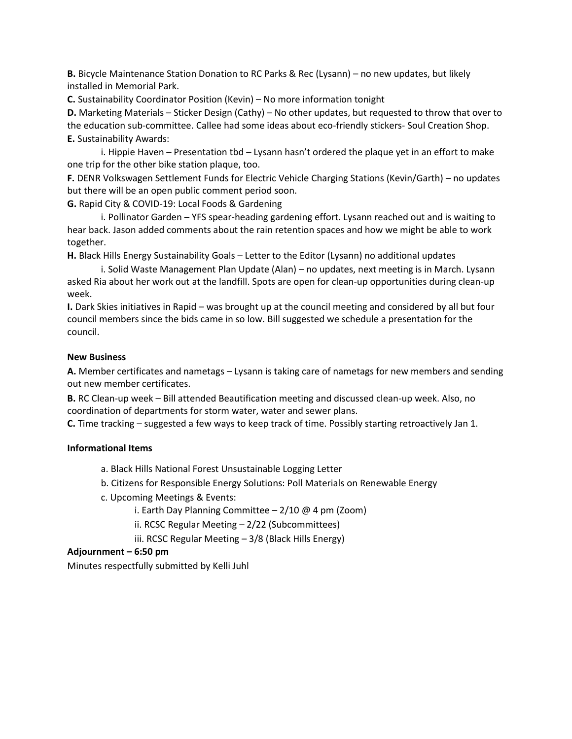**B.** Bicycle Maintenance Station Donation to RC Parks & Rec (Lysann) – no new updates, but likely installed in Memorial Park.

**C.** Sustainability Coordinator Position (Kevin) – No more information tonight

**D.** Marketing Materials – Sticker Design (Cathy) – No other updates, but requested to throw that over to the education sub-committee. Callee had some ideas about eco-friendly stickers- Soul Creation Shop.

**E.** Sustainability Awards:

i. Hippie Haven – Presentation tbd – Lysann hasn't ordered the plaque yet in an effort to make one trip for the other bike station plaque, too.

**F.** DENR Volkswagen Settlement Funds for Electric Vehicle Charging Stations (Kevin/Garth) – no updates but there will be an open public comment period soon.

**G.** Rapid City & COVID-19: Local Foods & Gardening

i. Pollinator Garden – YFS spear-heading gardening effort. Lysann reached out and is waiting to hear back. Jason added comments about the rain retention spaces and how we might be able to work together.

**H.** Black Hills Energy Sustainability Goals – Letter to the Editor (Lysann) no additional updates

i. Solid Waste Management Plan Update (Alan) – no updates, next meeting is in March. Lysann asked Ria about her work out at the landfill. Spots are open for clean-up opportunities during clean-up week.

**I.** Dark Skies initiatives in Rapid – was brought up at the council meeting and considered by all but four council members since the bids came in so low. Bill suggested we schedule a presentation for the council.

**New Business**

**A.** Member certificates and nametags – Lysann is taking care of nametags for new members and sending out new member certificates.

**B.** RC Clean-up week – Bill attended Beautification meeting and discussed clean-up week. Also, no coordination of departments for storm water, water and sewer plans.

**C.** Time tracking – suggested a few ways to keep track of time. Possibly starting retroactively Jan 1.

**Informational Items**

a. Black Hills National Forest Unsustainable Logging Letter

b. Citizens for Responsible Energy Solutions: Poll Materials on Renewable Energy

c. Upcoming Meetings & Events:

i. Earth Day Planning Committee – 2/10 @ 4 pm (Zoom)

ii. RCSC Regular Meeting – 2/22 (Subcommittees)

iii. RCSC Regular Meeting – 3/8 (Black Hills Energy)

**Adjournment – 6:50 pm**

Minutes respectfully submitted by Kelli Juhl